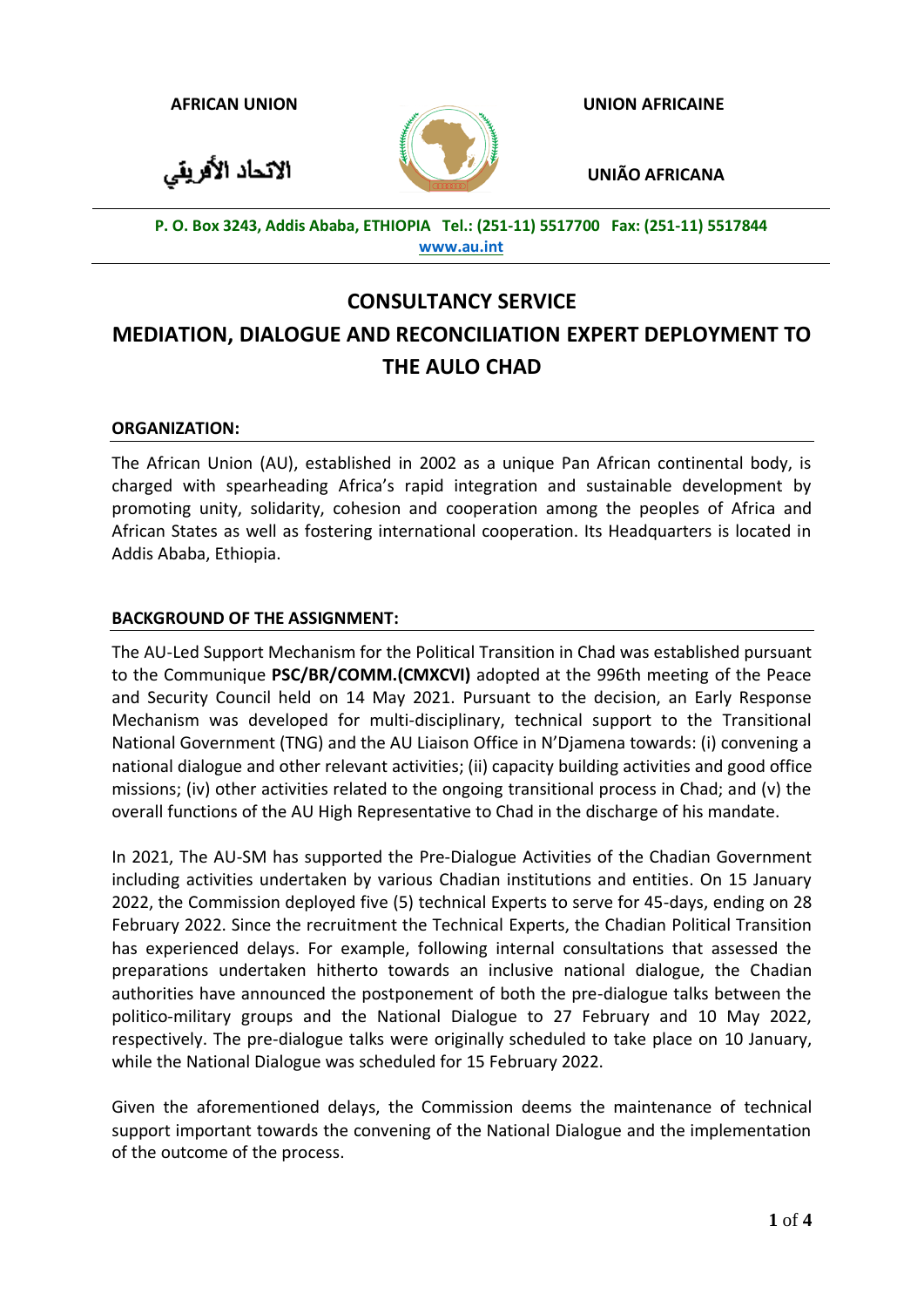**AFRICAN UNION** **UNION AFRICAINE**

الاتحاد الأفريقي **UNIÃO AFRICANA**

**P. O. Box 3243, Addis Ababa, ETHIOPIA Tel.: (251-11) 5517700 Fax: (251-11) 5517844**
**www.au.int**

# CONSULTANCY SERVICE

# MEDIATION, DIALOGUE AND RECONCILIATION EXPERT DEPLOYMENT TO THE AULO CHAD

## ORGANIZATION:

The African Union (AU), established in 2002 as a unique Pan African continental body, is charged with spearheading Africa's rapid integration and sustainable development by promoting unity, solidarity, cohesion and cooperation among the peoples of Africa and African States as well as fostering international cooperation. Its Headquarters is located in Addis Ababa, Ethiopia.

## BACKGROUND OF THE ASSIGNMENT:

The AU-Led Support Mechanism for the Political Transition in Chad was established pursuant to the Communique **PSC/BR/COMM.(CMXCVI)** adopted at the 996th meeting of the Peace and Security Council held on 14 May 2021. Pursuant to the decision, an Early Response Mechanism was developed for multi-disciplinary, technical support to the Transitional National Government (TNG) and the AU Liaison Office in N'Djamena towards: (i) convening a national dialogue and other relevant activities; (ii) capacity building activities and good office missions; (iv) other activities related to the ongoing transitional process in Chad; and (v) the overall functions of the AU High Representative to Chad in the discharge of his mandate.

In 2021, The AU-SM has supported the Pre-Dialogue Activities of the Chadian Government including activities undertaken by various Chadian institutions and entities. On 15 January 2022, the Commission deployed five (5) technical Experts to serve for 45-days, ending on 28 February 2022. Since the recruitment the Technical Experts, the Chadian Political Transition has experienced delays. For example, following internal consultations that assessed the preparations undertaken hitherto towards an inclusive national dialogue, the Chadian authorities have announced the postponement of both the pre-dialogue talks between the politico-military groups and the National Dialogue to 27 February and 10 May 2022, respectively. The pre-dialogue talks were originally scheduled to take place on 10 January, while the National Dialogue was scheduled for 15 February 2022.

Given the aforementioned delays, the Commission deems the maintenance of technical support important towards the convening of the National Dialogue and the implementation of the outcome of the process.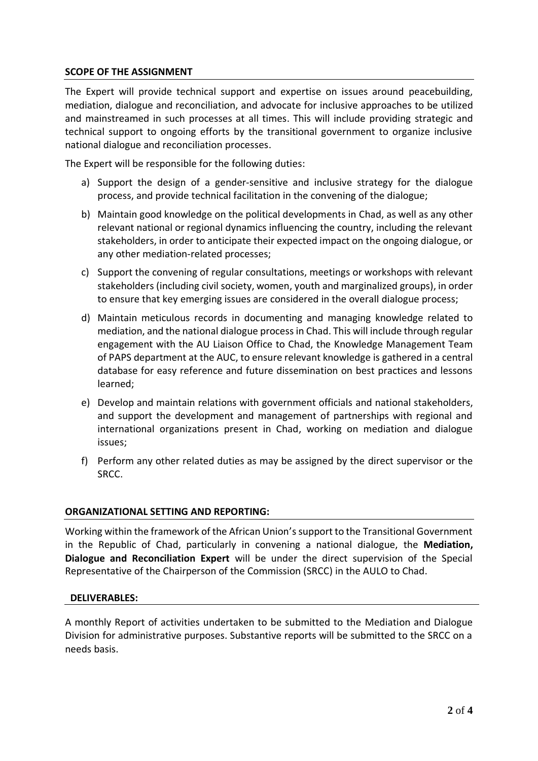## SCOPE OF THE ASSIGNMENT

The Expert will provide technical support and expertise on issues around peacebuilding, mediation, dialogue and reconciliation, and advocate for inclusive approaches to be utilized and mainstreamed in such processes at all times. This will include providing strategic and technical support to ongoing efforts by the transitional government to organize inclusive national dialogue and reconciliation processes.

The Expert will be responsible for the following duties:

a) Support the design of a gender-sensitive and inclusive strategy for the dialogue process, and provide technical facilitation in the convening of the dialogue;

b) Maintain good knowledge on the political developments in Chad, as well as any other relevant national or regional dynamics influencing the country, including the relevant stakeholders, in order to anticipate their expected impact on the ongoing dialogue, or any other mediation-related processes;

c) Support the convening of regular consultations, meetings or workshops with relevant stakeholders (including civil society, women, youth and marginalized groups), in order to ensure that key emerging issues are considered in the overall dialogue process;

d) Maintain meticulous records in documenting and managing knowledge related to mediation, and the national dialogue process in Chad. This will include through regular engagement with the AU Liaison Office to Chad, the Knowledge Management Team of PAPS department at the AUC, to ensure relevant knowledge is gathered in a central database for easy reference and future dissemination on best practices and lessons learned;

e) Develop and maintain relations with government officials and national stakeholders, and support the development and management of partnerships with regional and international organizations present in Chad, working on mediation and dialogue issues;

f) Perform any other related duties as may be assigned by the direct supervisor or the SRCC.

## ORGANIZATIONAL SETTING AND REPORTING:

Working within the framework of the African Union's support to the Transitional Government in the Republic of Chad, particularly in convening a national dialogue, the **Mediation, Dialogue and Reconciliation Expert** will be under the direct supervision of the Special Representative of the Chairperson of the Commission (SRCC) in the AULO to Chad.

## DELIVERABLES:

A monthly Report of activities undertaken to be submitted to the Mediation and Dialogue Division for administrative purposes. Substantive reports will be submitted to the SRCC on a needs basis.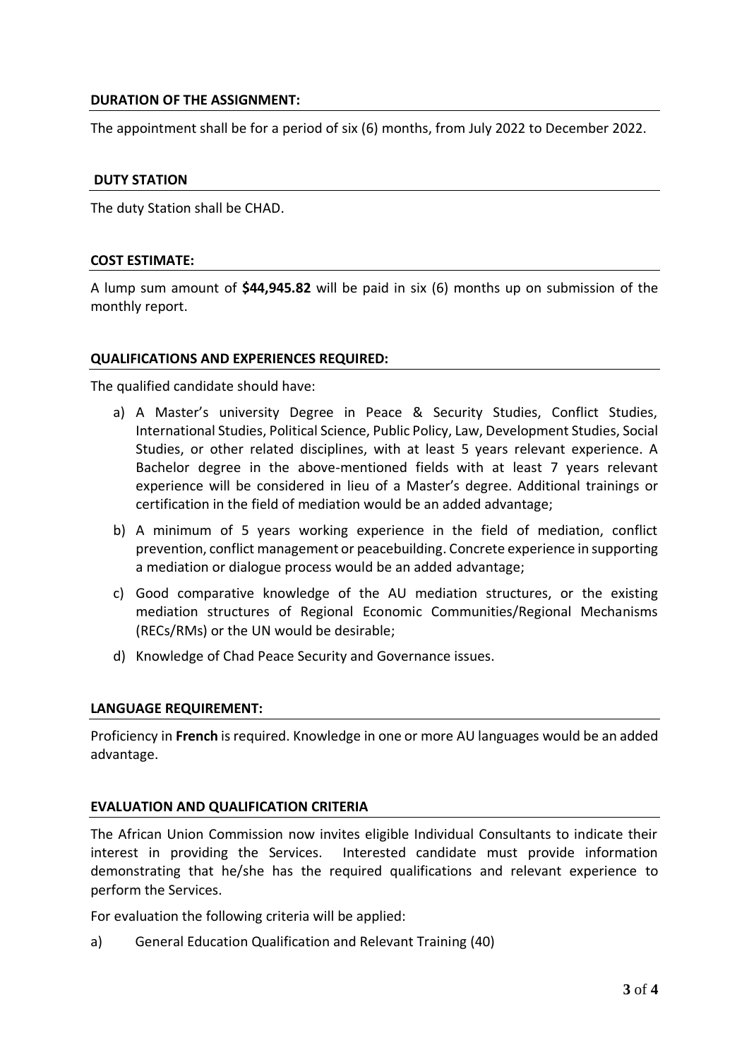## DURATION OF THE ASSIGNMENT:

The appointment shall be for a period of six (6) months, from July 2022 to December 2022.

## DUTY STATION

The duty Station shall be CHAD.

## COST ESTIMATE:

A lump sum amount of **$44,945.82** will be paid in six (6) months up on submission of the monthly report.

## QUALIFICATIONS AND EXPERIENCES REQUIRED:

The qualified candidate should have:

a) A Master's university Degree in Peace & Security Studies, Conflict Studies, International Studies, Political Science, Public Policy, Law, Development Studies, Social Studies, or other related disciplines, with at least 5 years relevant experience. A Bachelor degree in the above-mentioned fields with at least 7 years relevant experience will be considered in lieu of a Master's degree. Additional trainings or certification in the field of mediation would be an added advantage;

b) A minimum of 5 years working experience in the field of mediation, conflict prevention, conflict management or peacebuilding. Concrete experience in supporting a mediation or dialogue process would be an added advantage;

c) Good comparative knowledge of the AU mediation structures, or the existing mediation structures of Regional Economic Communities/Regional Mechanisms (RECs/RMs) or the UN would be desirable;

d) Knowledge of Chad Peace Security and Governance issues.

## LANGUAGE REQUIREMENT:

Proficiency in **French** is required. Knowledge in one or more AU languages would be an added advantage.

## EVALUATION AND QUALIFICATION CRITERIA

The African Union Commission now invites eligible Individual Consultants to indicate their interest in providing the Services. Interested candidate must provide information demonstrating that he/she has the required qualifications and relevant experience to perform the Services.

For evaluation the following criteria will be applied:

a) General Education Qualification and Relevant Training (40)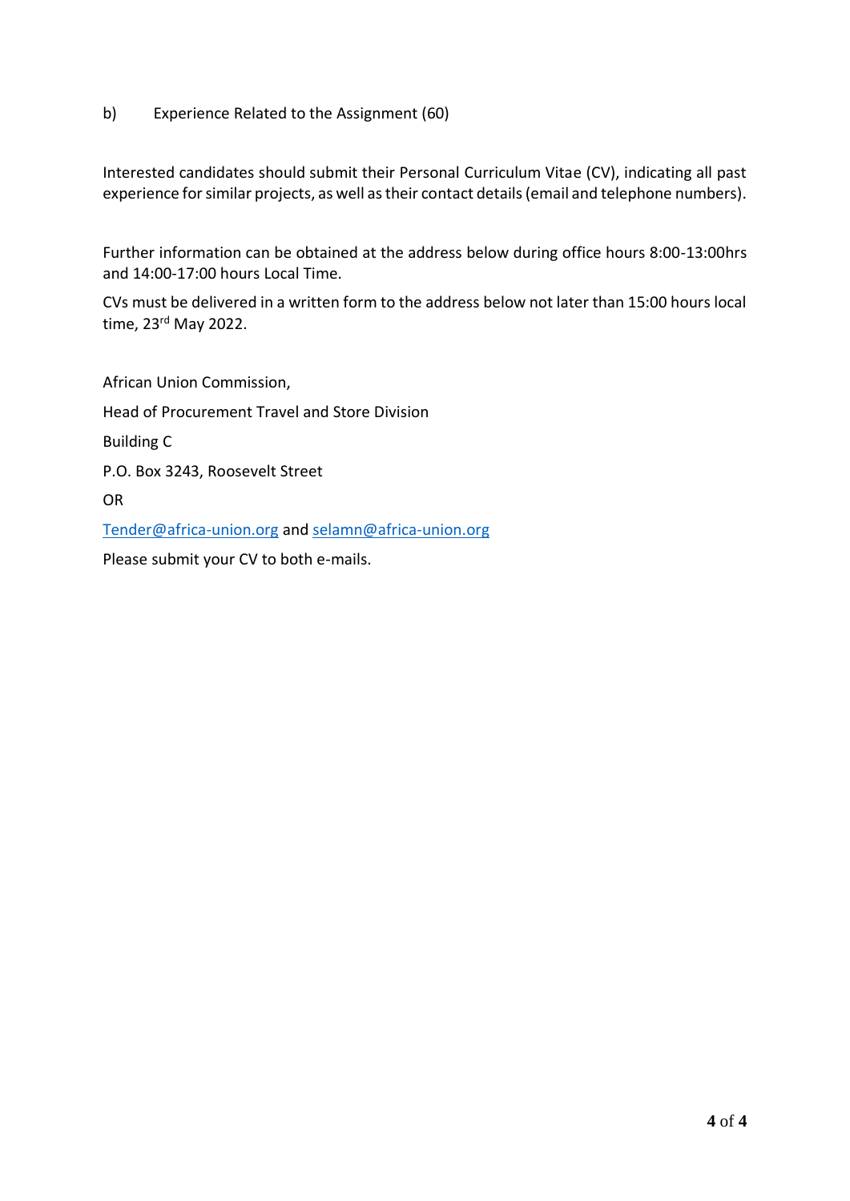b) Experience Related to the Assignment (60)

Interested candidates should submit their Personal Curriculum Vitae (CV), indicating all past experience for similar projects, as well as their contact details (email and telephone numbers).

Further information can be obtained at the address below during office hours 8:00-13:00hrs and 14:00-17:00 hours Local Time.

CVs must be delivered in a written form to the address below not later than 15:00 hours local time, 23rd May 2022.

African Union Commission,

Head of Procurement Travel and Store Division

Building C

P.O. Box 3243, Roosevelt Street

OR

Tender@africa-union.org and selamn@africa-union.org

Please submit your CV to both e-mails.